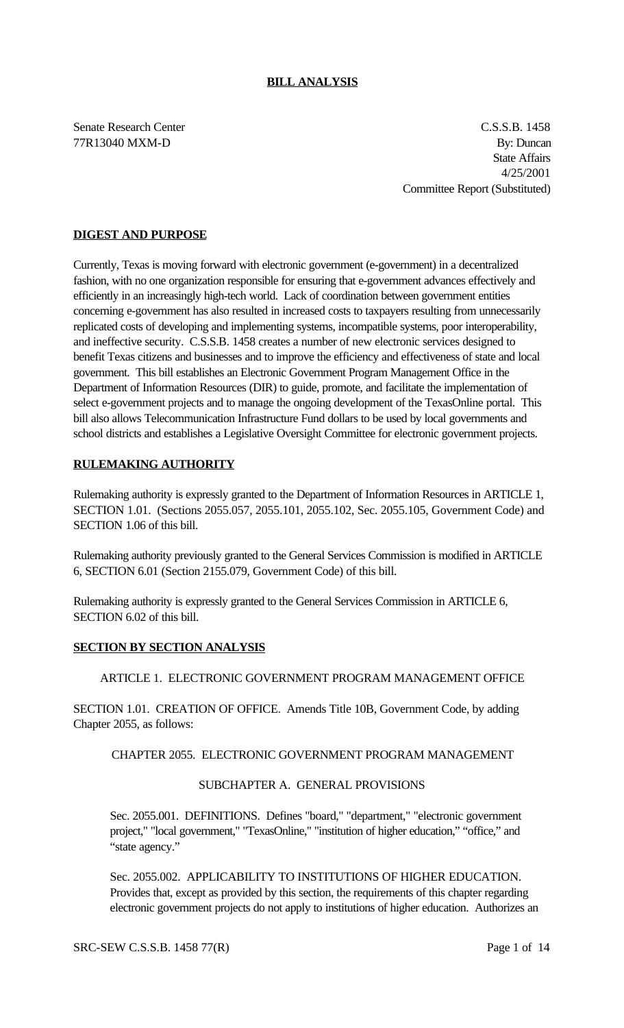**BILL ANALYSIS**

Senate Research Center
77R13040 MXM-D

C.S.S.B. 1458
By: Duncan
State Affairs
4/25/2001
Committee Report (Substituted)

**DIGEST AND PURPOSE**

Currently, Texas is moving forward with electronic government (e-government) in a decentralized fashion, with no one organization responsible for ensuring that e-government advances effectively and efficiently in an increasingly high-tech world. Lack of coordination between government entities concerning e-government has also resulted in increased costs to taxpayers resulting from unnecessarily replicated costs of developing and implementing systems, incompatible systems, poor interoperability, and ineffective security. C.S.S.B. 1458 creates a number of new electronic services designed to benefit Texas citizens and businesses and to improve the efficiency and effectiveness of state and local government. This bill establishes an Electronic Government Program Management Office in the Department of Information Resources (DIR) to guide, promote, and facilitate the implementation of select e-government projects and to manage the ongoing development of the TexasOnline portal. This bill also allows Telecommunication Infrastructure Fund dollars to be used by local governments and school districts and establishes a Legislative Oversight Committee for electronic government projects.

**RULEMAKING AUTHORITY**

Rulemaking authority is expressly granted to the Department of Information Resources in ARTICLE 1, SECTION 1.01. (Sections 2055.057, 2055.101, 2055.102, Sec. 2055.105, Government Code) and SECTION 1.06 of this bill.

Rulemaking authority previously granted to the General Services Commission is modified in ARTICLE 6, SECTION 6.01 (Section 2155.079, Government Code) of this bill.

Rulemaking authority is expressly granted to the General Services Commission in ARTICLE 6, SECTION 6.02 of this bill.

**SECTION BY SECTION ANALYSIS**

ARTICLE 1. ELECTRONIC GOVERNMENT PROGRAM MANAGEMENT OFFICE

SECTION 1.01. CREATION OF OFFICE. Amends Title 10B, Government Code, by adding Chapter 2055, as follows:

CHAPTER 2055. ELECTRONIC GOVERNMENT PROGRAM MANAGEMENT

SUBCHAPTER A. GENERAL PROVISIONS

Sec. 2055.001. DEFINITIONS. Defines "board," "department," "electronic government project," "local government," "TexasOnline," "institution of higher education," "office," and "state agency."

Sec. 2055.002. APPLICABILITY TO INSTITUTIONS OF HIGHER EDUCATION. Provides that, except as provided by this section, the requirements of this chapter regarding electronic government projects do not apply to institutions of higher education. Authorizes an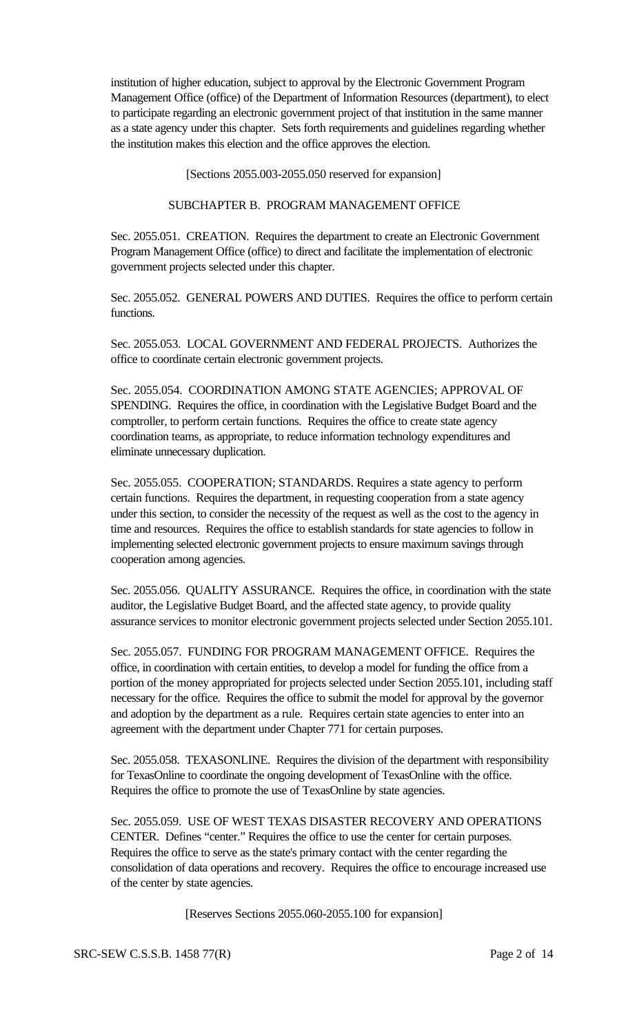institution of higher education, subject to approval by the Electronic Government Program Management Office (office) of the Department of Information Resources (department), to elect to participate regarding an electronic government project of that institution in the same manner as a state agency under this chapter. Sets forth requirements and guidelines regarding whether the institution makes this election and the office approves the election.

[Sections 2055.003-2055.050 reserved for expansion]

SUBCHAPTER B. PROGRAM MANAGEMENT OFFICE

Sec. 2055.051. CREATION. Requires the department to create an Electronic Government Program Management Office (office) to direct and facilitate the implementation of electronic government projects selected under this chapter.

Sec. 2055.052. GENERAL POWERS AND DUTIES. Requires the office to perform certain functions.

Sec. 2055.053. LOCAL GOVERNMENT AND FEDERAL PROJECTS. Authorizes the office to coordinate certain electronic government projects.

Sec. 2055.054. COORDINATION AMONG STATE AGENCIES; APPROVAL OF SPENDING. Requires the office, in coordination with the Legislative Budget Board and the comptroller, to perform certain functions. Requires the office to create state agency coordination teams, as appropriate, to reduce information technology expenditures and eliminate unnecessary duplication.

Sec. 2055.055. COOPERATION; STANDARDS. Requires a state agency to perform certain functions. Requires the department, in requesting cooperation from a state agency under this section, to consider the necessity of the request as well as the cost to the agency in time and resources. Requires the office to establish standards for state agencies to follow in implementing selected electronic government projects to ensure maximum savings through cooperation among agencies.

Sec. 2055.056. QUALITY ASSURANCE. Requires the office, in coordination with the state auditor, the Legislative Budget Board, and the affected state agency, to provide quality assurance services to monitor electronic government projects selected under Section 2055.101.

Sec. 2055.057. FUNDING FOR PROGRAM MANAGEMENT OFFICE. Requires the office, in coordination with certain entities, to develop a model for funding the office from a portion of the money appropriated for projects selected under Section 2055.101, including staff necessary for the office. Requires the office to submit the model for approval by the governor and adoption by the department as a rule. Requires certain state agencies to enter into an agreement with the department under Chapter 771 for certain purposes.

Sec. 2055.058. TEXASONLINE. Requires the division of the department with responsibility for TexasOnline to coordinate the ongoing development of TexasOnline with the office. Requires the office to promote the use of TexasOnline by state agencies.

Sec. 2055.059. USE OF WEST TEXAS DISASTER RECOVERY AND OPERATIONS CENTER. Defines "center." Requires the office to use the center for certain purposes. Requires the office to serve as the state's primary contact with the center regarding the consolidation of data operations and recovery. Requires the office to encourage increased use of the center by state agencies.

[Reserves Sections 2055.060-2055.100 for expansion]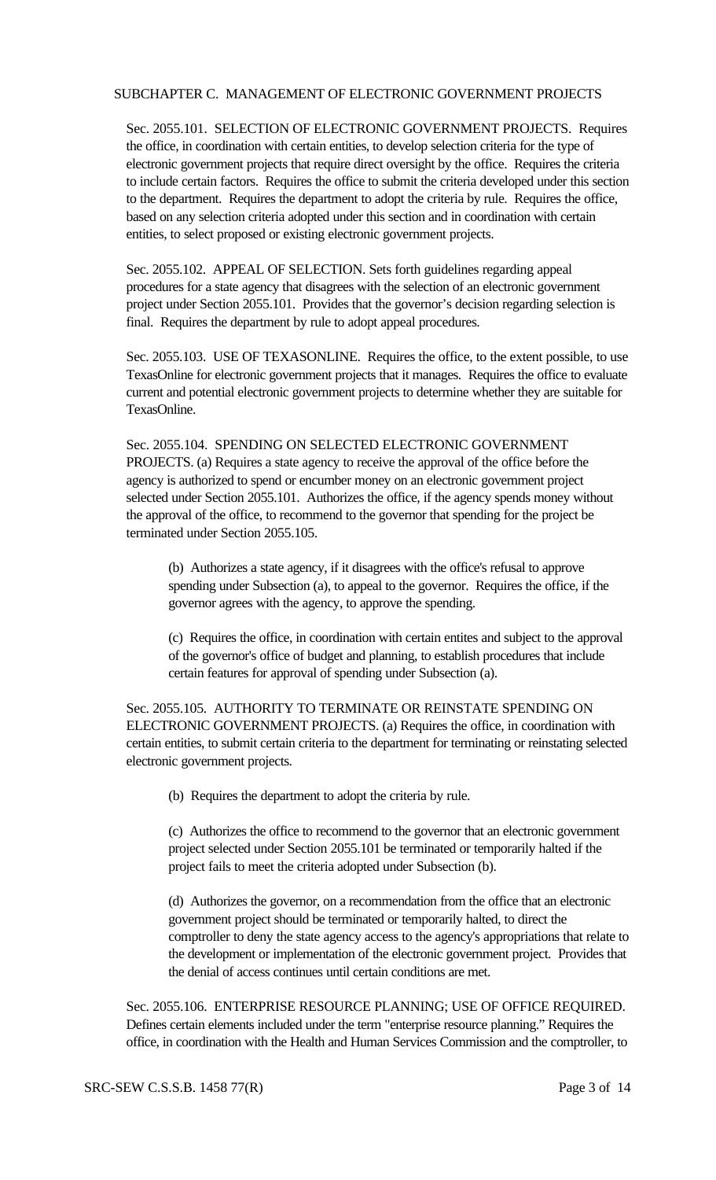SUBCHAPTER C. MANAGEMENT OF ELECTRONIC GOVERNMENT PROJECTS

Sec. 2055.101. SELECTION OF ELECTRONIC GOVERNMENT PROJECTS. Requires the office, in coordination with certain entities, to develop selection criteria for the type of electronic government projects that require direct oversight by the office. Requires the criteria to include certain factors. Requires the office to submit the criteria developed under this section to the department. Requires the department to adopt the criteria by rule. Requires the office, based on any selection criteria adopted under this section and in coordination with certain entities, to select proposed or existing electronic government projects.

Sec. 2055.102. APPEAL OF SELECTION. Sets forth guidelines regarding appeal procedures for a state agency that disagrees with the selection of an electronic government project under Section 2055.101. Provides that the governor's decision regarding selection is final. Requires the department by rule to adopt appeal procedures.

Sec. 2055.103. USE OF TEXASONLINE. Requires the office, to the extent possible, to use TexasOnline for electronic government projects that it manages. Requires the office to evaluate current and potential electronic government projects to determine whether they are suitable for TexasOnline.

Sec. 2055.104. SPENDING ON SELECTED ELECTRONIC GOVERNMENT PROJECTS. (a) Requires a state agency to receive the approval of the office before the agency is authorized to spend or encumber money on an electronic government project selected under Section 2055.101. Authorizes the office, if the agency spends money without the approval of the office, to recommend to the governor that spending for the project be terminated under Section 2055.105.

(b) Authorizes a state agency, if it disagrees with the office's refusal to approve spending under Subsection (a), to appeal to the governor. Requires the office, if the governor agrees with the agency, to approve the spending.

(c) Requires the office, in coordination with certain entites and subject to the approval of the governor's office of budget and planning, to establish procedures that include certain features for approval of spending under Subsection (a).

Sec. 2055.105. AUTHORITY TO TERMINATE OR REINSTATE SPENDING ON ELECTRONIC GOVERNMENT PROJECTS. (a) Requires the office, in coordination with certain entities, to submit certain criteria to the department for terminating or reinstating selected electronic government projects.

(b) Requires the department to adopt the criteria by rule.

(c) Authorizes the office to recommend to the governor that an electronic government project selected under Section 2055.101 be terminated or temporarily halted if the project fails to meet the criteria adopted under Subsection (b).

(d) Authorizes the governor, on a recommendation from the office that an electronic government project should be terminated or temporarily halted, to direct the comptroller to deny the state agency access to the agency's appropriations that relate to the development or implementation of the electronic government project. Provides that the denial of access continues until certain conditions are met.

Sec. 2055.106. ENTERPRISE RESOURCE PLANNING; USE OF OFFICE REQUIRED. Defines certain elements included under the term "enterprise resource planning." Requires the office, in coordination with the Health and Human Services Commission and the comptroller, to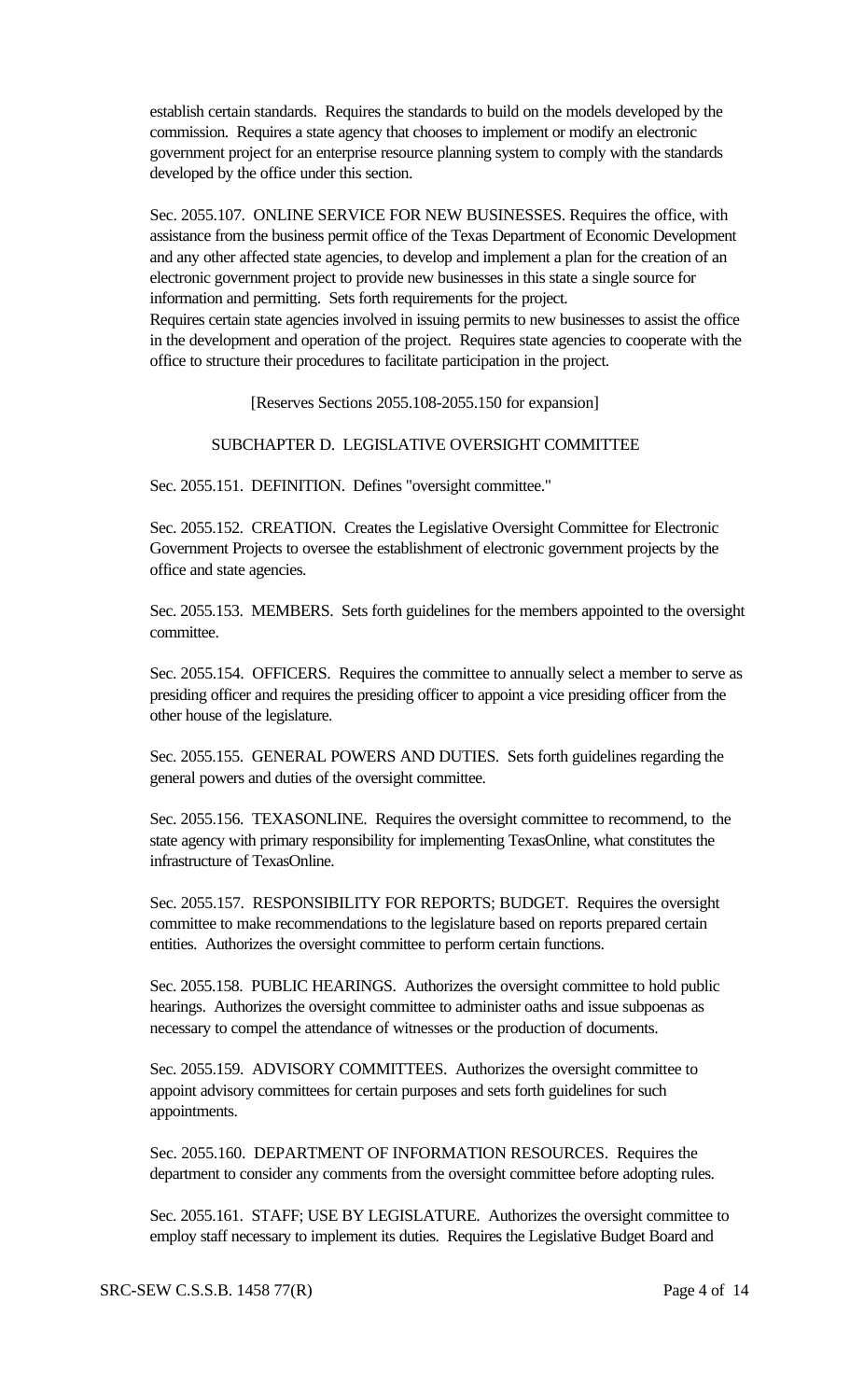establish certain standards. Requires the standards to build on the models developed by the commission. Requires a state agency that chooses to implement or modify an electronic government project for an enterprise resource planning system to comply with the standards developed by the office under this section.

Sec. 2055.107. ONLINE SERVICE FOR NEW BUSINESSES. Requires the office, with assistance from the business permit office of the Texas Department of Economic Development and any other affected state agencies, to develop and implement a plan for the creation of an electronic government project to provide new businesses in this state a single source for information and permitting. Sets forth requirements for the project. Requires certain state agencies involved in issuing permits to new businesses to assist the office in the development and operation of the project. Requires state agencies to cooperate with the office to structure their procedures to facilitate participation in the project.

[Reserves Sections 2055.108-2055.150 for expansion]

SUBCHAPTER D. LEGISLATIVE OVERSIGHT COMMITTEE

Sec. 2055.151. DEFINITION. Defines "oversight committee."

Sec. 2055.152. CREATION. Creates the Legislative Oversight Committee for Electronic Government Projects to oversee the establishment of electronic government projects by the office and state agencies.

Sec. 2055.153. MEMBERS. Sets forth guidelines for the members appointed to the oversight committee.

Sec. 2055.154. OFFICERS. Requires the committee to annually select a member to serve as presiding officer and requires the presiding officer to appoint a vice presiding officer from the other house of the legislature.

Sec. 2055.155. GENERAL POWERS AND DUTIES. Sets forth guidelines regarding the general powers and duties of the oversight committee.

Sec. 2055.156. TEXASONLINE. Requires the oversight committee to recommend, to the state agency with primary responsibility for implementing TexasOnline, what constitutes the infrastructure of TexasOnline.

Sec. 2055.157. RESPONSIBILITY FOR REPORTS; BUDGET. Requires the oversight committee to make recommendations to the legislature based on reports prepared certain entities. Authorizes the oversight committee to perform certain functions.

Sec. 2055.158. PUBLIC HEARINGS. Authorizes the oversight committee to hold public hearings. Authorizes the oversight committee to administer oaths and issue subpoenas as necessary to compel the attendance of witnesses or the production of documents.

Sec. 2055.159. ADVISORY COMMITTEES. Authorizes the oversight committee to appoint advisory committees for certain purposes and sets forth guidelines for such appointments.

Sec. 2055.160. DEPARTMENT OF INFORMATION RESOURCES. Requires the department to consider any comments from the oversight committee before adopting rules.

Sec. 2055.161. STAFF; USE BY LEGISLATURE. Authorizes the oversight committee to employ staff necessary to implement its duties. Requires the Legislative Budget Board and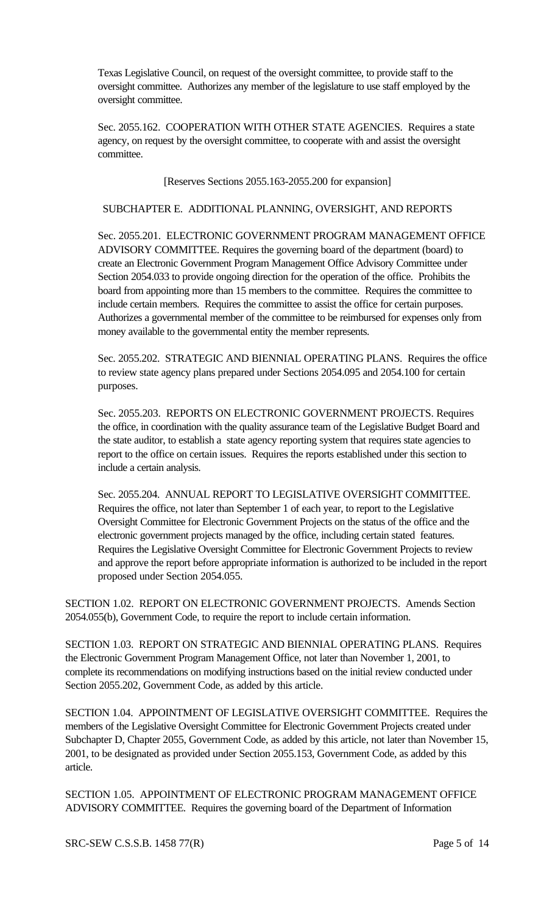Texas Legislative Council, on request of the oversight committee, to provide staff to the oversight committee. Authorizes any member of the legislature to use staff employed by the oversight committee.

Sec. 2055.162. COOPERATION WITH OTHER STATE AGENCIES. Requires a state agency, on request by the oversight committee, to cooperate with and assist the oversight committee.

[Reserves Sections 2055.163-2055.200 for expansion]

SUBCHAPTER E. ADDITIONAL PLANNING, OVERSIGHT, AND REPORTS

Sec. 2055.201. ELECTRONIC GOVERNMENT PROGRAM MANAGEMENT OFFICE ADVISORY COMMITTEE. Requires the governing board of the department (board) to create an Electronic Government Program Management Office Advisory Committee under Section 2054.033 to provide ongoing direction for the operation of the office. Prohibits the board from appointing more than 15 members to the committee. Requires the committee to include certain members. Requires the committee to assist the office for certain purposes. Authorizes a governmental member of the committee to be reimbursed for expenses only from money available to the governmental entity the member represents.

Sec. 2055.202. STRATEGIC AND BIENNIAL OPERATING PLANS. Requires the office to review state agency plans prepared under Sections 2054.095 and 2054.100 for certain purposes.

Sec. 2055.203. REPORTS ON ELECTRONIC GOVERNMENT PROJECTS. Requires the office, in coordination with the quality assurance team of the Legislative Budget Board and the state auditor, to establish a state agency reporting system that requires state agencies to report to the office on certain issues. Requires the reports established under this section to include a certain analysis.

Sec. 2055.204. ANNUAL REPORT TO LEGISLATIVE OVERSIGHT COMMITTEE. Requires the office, not later than September 1 of each year, to report to the Legislative Oversight Committee for Electronic Government Projects on the status of the office and the electronic government projects managed by the office, including certain stated features. Requires the Legislative Oversight Committee for Electronic Government Projects to review and approve the report before appropriate information is authorized to be included in the report proposed under Section 2054.055.

SECTION 1.02. REPORT ON ELECTRONIC GOVERNMENT PROJECTS. Amends Section 2054.055(b), Government Code, to require the report to include certain information.

SECTION 1.03. REPORT ON STRATEGIC AND BIENNIAL OPERATING PLANS. Requires the Electronic Government Program Management Office, not later than November 1, 2001, to complete its recommendations on modifying instructions based on the initial review conducted under Section 2055.202, Government Code, as added by this article.

SECTION 1.04. APPOINTMENT OF LEGISLATIVE OVERSIGHT COMMITTEE. Requires the members of the Legislative Oversight Committee for Electronic Government Projects created under Subchapter D, Chapter 2055, Government Code, as added by this article, not later than November 15, 2001, to be designated as provided under Section 2055.153, Government Code, as added by this article.

SECTION 1.05. APPOINTMENT OF ELECTRONIC PROGRAM MANAGEMENT OFFICE ADVISORY COMMITTEE. Requires the governing board of the Department of Information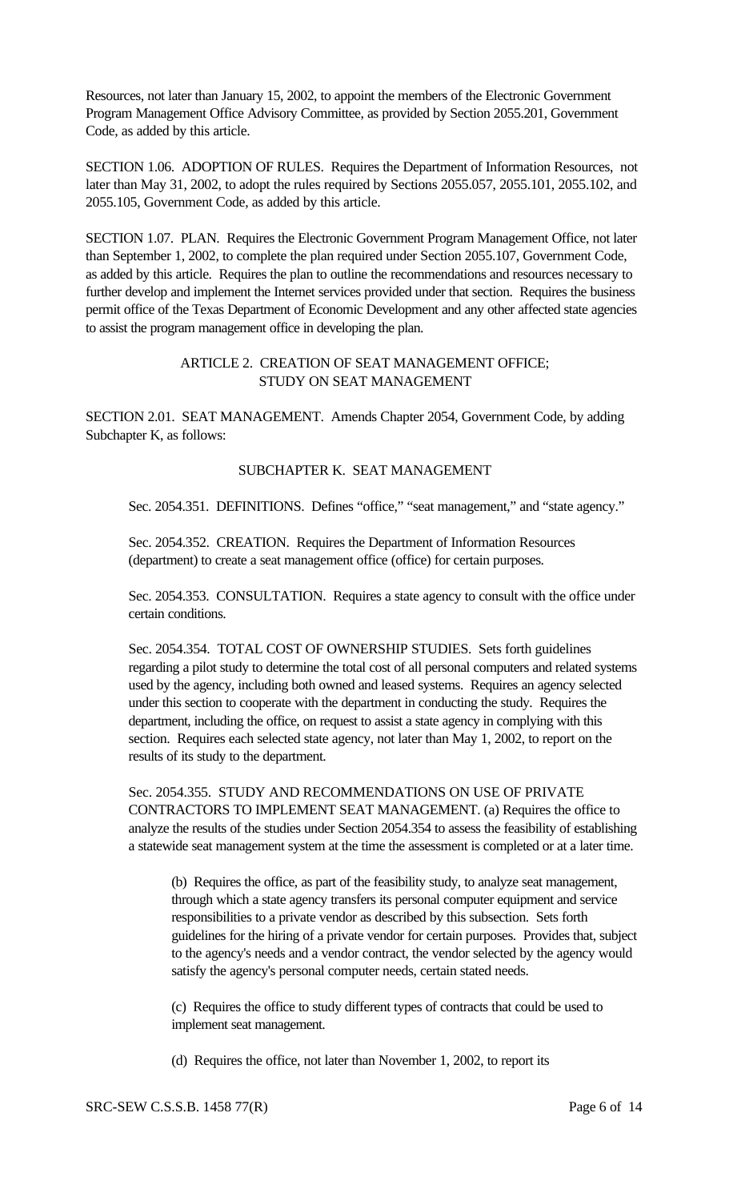Resources, not later than January 15, 2002, to appoint the members of the Electronic Government Program Management Office Advisory Committee, as provided by Section 2055.201, Government Code, as added by this article.

SECTION 1.06. ADOPTION OF RULES. Requires the Department of Information Resources, not later than May 31, 2002, to adopt the rules required by Sections 2055.057, 2055.101, 2055.102, and 2055.105, Government Code, as added by this article.

SECTION 1.07. PLAN. Requires the Electronic Government Program Management Office, not later than September 1, 2002, to complete the plan required under Section 2055.107, Government Code, as added by this article. Requires the plan to outline the recommendations and resources necessary to further develop and implement the Internet services provided under that section. Requires the business permit office of the Texas Department of Economic Development and any other affected state agencies to assist the program management office in developing the plan.

## ARTICLE 2. CREATION OF SEAT MANAGEMENT OFFICE; STUDY ON SEAT MANAGEMENT

SECTION 2.01. SEAT MANAGEMENT. Amends Chapter 2054, Government Code, by adding Subchapter K, as follows:

### SUBCHAPTER K. SEAT MANAGEMENT

Sec. 2054.351. DEFINITIONS. Defines "office," "seat management," and "state agency."

Sec. 2054.352. CREATION. Requires the Department of Information Resources (department) to create a seat management office (office) for certain purposes.

Sec. 2054.353. CONSULTATION. Requires a state agency to consult with the office under certain conditions.

Sec. 2054.354. TOTAL COST OF OWNERSHIP STUDIES. Sets forth guidelines regarding a pilot study to determine the total cost of all personal computers and related systems used by the agency, including both owned and leased systems. Requires an agency selected under this section to cooperate with the department in conducting the study. Requires the department, including the office, on request to assist a state agency in complying with this section. Requires each selected state agency, not later than May 1, 2002, to report on the results of its study to the department.

Sec. 2054.355. STUDY AND RECOMMENDATIONS ON USE OF PRIVATE CONTRACTORS TO IMPLEMENT SEAT MANAGEMENT. (a) Requires the office to analyze the results of the studies under Section 2054.354 to assess the feasibility of establishing a statewide seat management system at the time the assessment is completed or at a later time.

(b) Requires the office, as part of the feasibility study, to analyze seat management, through which a state agency transfers its personal computer equipment and service responsibilities to a private vendor as described by this subsection. Sets forth guidelines for the hiring of a private vendor for certain purposes. Provides that, subject to the agency's needs and a vendor contract, the vendor selected by the agency would satisfy the agency's personal computer needs, certain stated needs.

(c) Requires the office to study different types of contracts that could be used to implement seat management.

(d) Requires the office, not later than November 1, 2002, to report its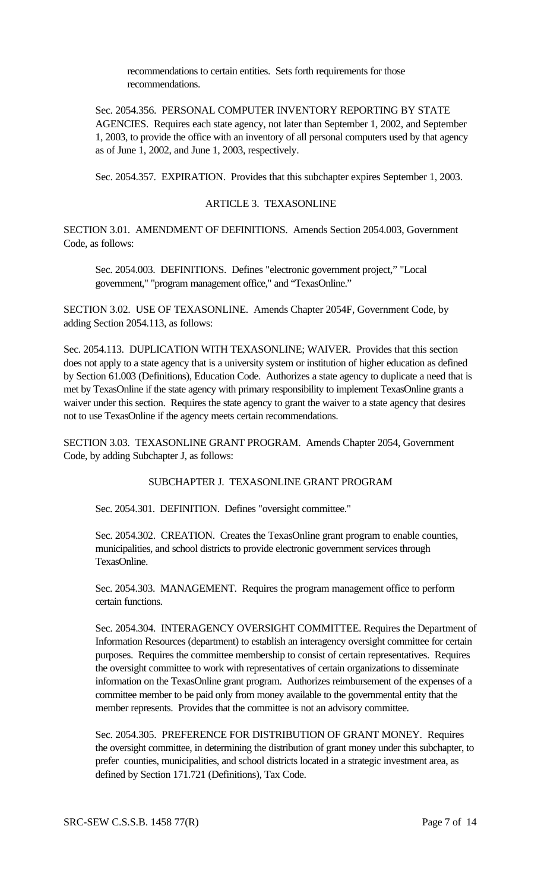recommendations to certain entities. Sets forth requirements for those recommendations.

Sec. 2054.356. PERSONAL COMPUTER INVENTORY REPORTING BY STATE AGENCIES. Requires each state agency, not later than September 1, 2002, and September 1, 2003, to provide the office with an inventory of all personal computers used by that agency as of June 1, 2002, and June 1, 2003, respectively.

Sec. 2054.357. EXPIRATION. Provides that this subchapter expires September 1, 2003.

ARTICLE 3. TEXASONLINE

SECTION 3.01. AMENDMENT OF DEFINITIONS. Amends Section 2054.003, Government Code, as follows:

Sec. 2054.003. DEFINITIONS. Defines "electronic government project," "Local government," "program management office," and "TexasOnline."

SECTION 3.02. USE OF TEXASONLINE. Amends Chapter 2054F, Government Code, by adding Section 2054.113, as follows:

Sec. 2054.113. DUPLICATION WITH TEXASONLINE; WAIVER. Provides that this section does not apply to a state agency that is a university system or institution of higher education as defined by Section 61.003 (Definitions), Education Code. Authorizes a state agency to duplicate a need that is met by TexasOnline if the state agency with primary responsibility to implement TexasOnline grants a waiver under this section. Requires the state agency to grant the waiver to a state agency that desires not to use TexasOnline if the agency meets certain recommendations.

SECTION 3.03. TEXASONLINE GRANT PROGRAM. Amends Chapter 2054, Government Code, by adding Subchapter J, as follows:

SUBCHAPTER J. TEXASONLINE GRANT PROGRAM

Sec. 2054.301. DEFINITION. Defines "oversight committee."

Sec. 2054.302. CREATION. Creates the TexasOnline grant program to enable counties, municipalities, and school districts to provide electronic government services through TexasOnline.

Sec. 2054.303. MANAGEMENT. Requires the program management office to perform certain functions.

Sec. 2054.304. INTERAGENCY OVERSIGHT COMMITTEE. Requires the Department of Information Resources (department) to establish an interagency oversight committee for certain purposes. Requires the committee membership to consist of certain representatives. Requires the oversight committee to work with representatives of certain organizations to disseminate information on the TexasOnline grant program. Authorizes reimbursement of the expenses of a committee member to be paid only from money available to the governmental entity that the member represents. Provides that the committee is not an advisory committee.

Sec. 2054.305. PREFERENCE FOR DISTRIBUTION OF GRANT MONEY. Requires the oversight committee, in determining the distribution of grant money under this subchapter, to prefer counties, municipalities, and school districts located in a strategic investment area, as defined by Section 171.721 (Definitions), Tax Code.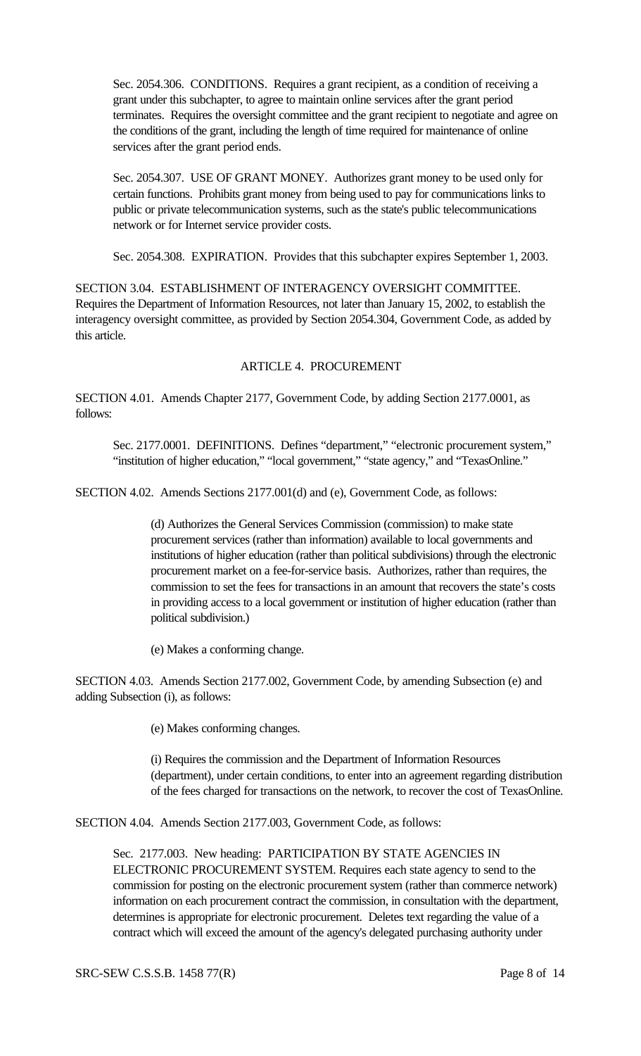Sec. 2054.306. CONDITIONS. Requires a grant recipient, as a condition of receiving a grant under this subchapter, to agree to maintain online services after the grant period terminates. Requires the oversight committee and the grant recipient to negotiate and agree on the conditions of the grant, including the length of time required for maintenance of online services after the grant period ends.

Sec. 2054.307. USE OF GRANT MONEY. Authorizes grant money to be used only for certain functions. Prohibits grant money from being used to pay for communications links to public or private telecommunication systems, such as the state's public telecommunications network or for Internet service provider costs.

Sec. 2054.308. EXPIRATION. Provides that this subchapter expires September 1, 2003.

SECTION 3.04. ESTABLISHMENT OF INTERAGENCY OVERSIGHT COMMITTEE. Requires the Department of Information Resources, not later than January 15, 2002, to establish the interagency oversight committee, as provided by Section 2054.304, Government Code, as added by this article.

## ARTICLE 4. PROCUREMENT

SECTION 4.01. Amends Chapter 2177, Government Code, by adding Section 2177.0001, as follows:

Sec. 2177.0001. DEFINITIONS. Defines "department," "electronic procurement system," "institution of higher education," "local government," "state agency," and "TexasOnline."

SECTION 4.02. Amends Sections 2177.001(d) and (e), Government Code, as follows:

(d) Authorizes the General Services Commission (commission) to make state procurement services (rather than information) available to local governments and institutions of higher education (rather than political subdivisions) through the electronic procurement market on a fee-for-service basis. Authorizes, rather than requires, the commission to set the fees for transactions in an amount that recovers the state's costs in providing access to a local government or institution of higher education (rather than political subdivision.)

(e) Makes a conforming change.

SECTION 4.03. Amends Section 2177.002, Government Code, by amending Subsection (e) and adding Subsection (i), as follows:

(e) Makes conforming changes.

(i) Requires the commission and the Department of Information Resources (department), under certain conditions, to enter into an agreement regarding distribution of the fees charged for transactions on the network, to recover the cost of TexasOnline.

SECTION 4.04. Amends Section 2177.003, Government Code, as follows:

Sec. 2177.003. New heading: PARTICIPATION BY STATE AGENCIES IN ELECTRONIC PROCUREMENT SYSTEM. Requires each state agency to send to the commission for posting on the electronic procurement system (rather than commerce network) information on each procurement contract the commission, in consultation with the department, determines is appropriate for electronic procurement. Deletes text regarding the value of a contract which will exceed the amount of the agency's delegated purchasing authority under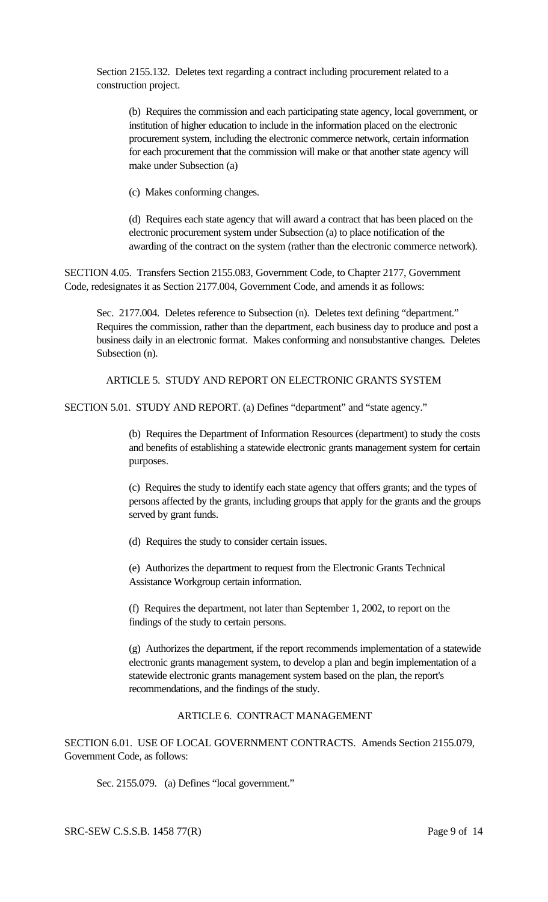Section 2155.132. Deletes text regarding a contract including procurement related to a construction project.

(b) Requires the commission and each participating state agency, local government, or institution of higher education to include in the information placed on the electronic procurement system, including the electronic commerce network, certain information for each procurement that the commission will make or that another state agency will make under Subsection (a)

(c) Makes conforming changes.

(d) Requires each state agency that will award a contract that has been placed on the electronic procurement system under Subsection (a) to place notification of the awarding of the contract on the system (rather than the electronic commerce network).

SECTION 4.05. Transfers Section 2155.083, Government Code, to Chapter 2177, Government Code, redesignates it as Section 2177.004, Government Code, and amends it as follows:

Sec. 2177.004. Deletes reference to Subsection (n). Deletes text defining "department." Requires the commission, rather than the department, each business day to produce and post a business daily in an electronic format. Makes conforming and nonsubstantive changes. Deletes Subsection (n).

## ARTICLE 5. STUDY AND REPORT ON ELECTRONIC GRANTS SYSTEM

SECTION 5.01. STUDY AND REPORT. (a) Defines "department" and "state agency."

(b) Requires the Department of Information Resources (department) to study the costs and benefits of establishing a statewide electronic grants management system for certain purposes.

(c) Requires the study to identify each state agency that offers grants; and the types of persons affected by the grants, including groups that apply for the grants and the groups served by grant funds.

(d) Requires the study to consider certain issues.

(e) Authorizes the department to request from the Electronic Grants Technical Assistance Workgroup certain information.

(f) Requires the department, not later than September 1, 2002, to report on the findings of the study to certain persons.

(g) Authorizes the department, if the report recommends implementation of a statewide electronic grants management system, to develop a plan and begin implementation of a statewide electronic grants management system based on the plan, the report's recommendations, and the findings of the study.

## ARTICLE 6. CONTRACT MANAGEMENT

SECTION 6.01. USE OF LOCAL GOVERNMENT CONTRACTS. Amends Section 2155.079, Government Code, as follows:

Sec. 2155.079. (a) Defines "local government."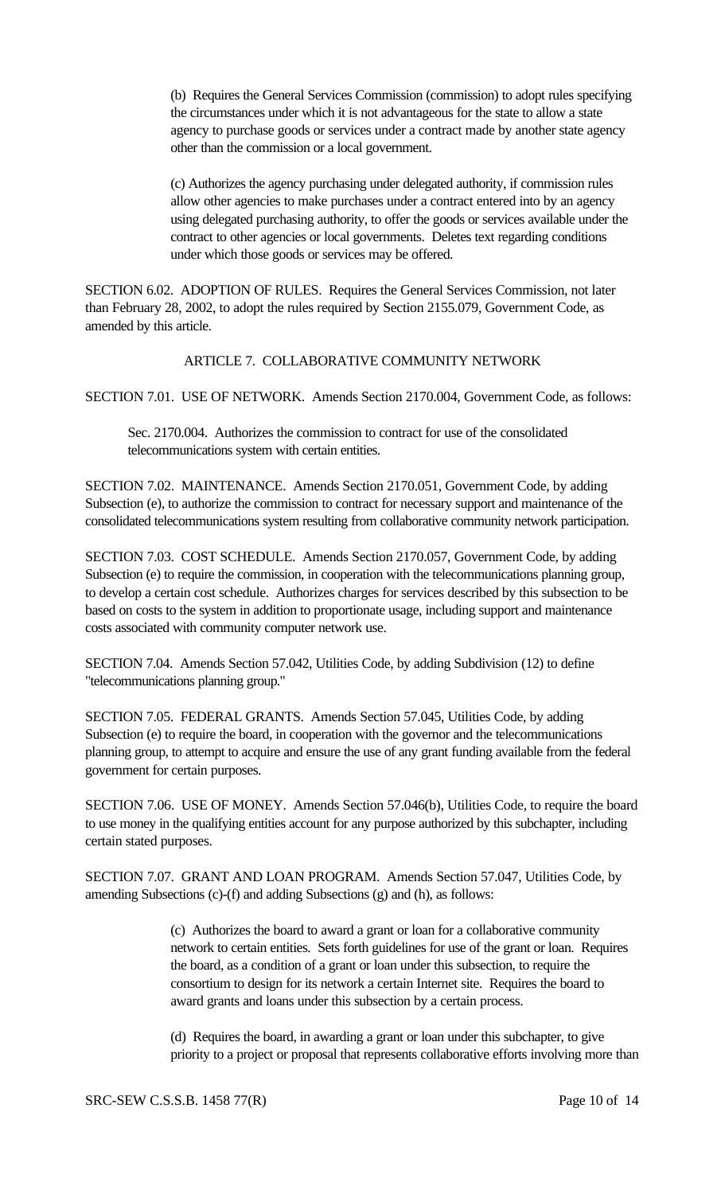(b) Requires the General Services Commission (commission) to adopt rules specifying the circumstances under which it is not advantageous for the state to allow a state agency to purchase goods or services under a contract made by another state agency other than the commission or a local government.

(c) Authorizes the agency purchasing under delegated authority, if commission rules allow other agencies to make purchases under a contract entered into by an agency using delegated purchasing authority, to offer the goods or services available under the contract to other agencies or local governments. Deletes text regarding conditions under which those goods or services may be offered.

SECTION 6.02. ADOPTION OF RULES. Requires the General Services Commission, not later than February 28, 2002, to adopt the rules required by Section 2155.079, Government Code, as amended by this article.

ARTICLE 7. COLLABORATIVE COMMUNITY NETWORK

SECTION 7.01. USE OF NETWORK. Amends Section 2170.004, Government Code, as follows:

Sec. 2170.004. Authorizes the commission to contract for use of the consolidated telecommunications system with certain entities.

SECTION 7.02. MAINTENANCE. Amends Section 2170.051, Government Code, by adding Subsection (e), to authorize the commission to contract for necessary support and maintenance of the consolidated telecommunications system resulting from collaborative community network participation.

SECTION 7.03. COST SCHEDULE. Amends Section 2170.057, Government Code, by adding Subsection (e) to require the commission, in cooperation with the telecommunications planning group, to develop a certain cost schedule. Authorizes charges for services described by this subsection to be based on costs to the system in addition to proportionate usage, including support and maintenance costs associated with community computer network use.

SECTION 7.04. Amends Section 57.042, Utilities Code, by adding Subdivision (12) to define "telecommunications planning group."

SECTION 7.05. FEDERAL GRANTS. Amends Section 57.045, Utilities Code, by adding Subsection (e) to require the board, in cooperation with the governor and the telecommunications planning group, to attempt to acquire and ensure the use of any grant funding available from the federal government for certain purposes.

SECTION 7.06. USE OF MONEY. Amends Section 57.046(b), Utilities Code, to require the board to use money in the qualifying entities account for any purpose authorized by this subchapter, including certain stated purposes.

SECTION 7.07. GRANT AND LOAN PROGRAM. Amends Section 57.047, Utilities Code, by amending Subsections (c)-(f) and adding Subsections (g) and (h), as follows:

(c) Authorizes the board to award a grant or loan for a collaborative community network to certain entities. Sets forth guidelines for use of the grant or loan. Requires the board, as a condition of a grant or loan under this subsection, to require the consortium to design for its network a certain Internet site. Requires the board to award grants and loans under this subsection by a certain process.

(d) Requires the board, in awarding a grant or loan under this subchapter, to give priority to a project or proposal that represents collaborative efforts involving more than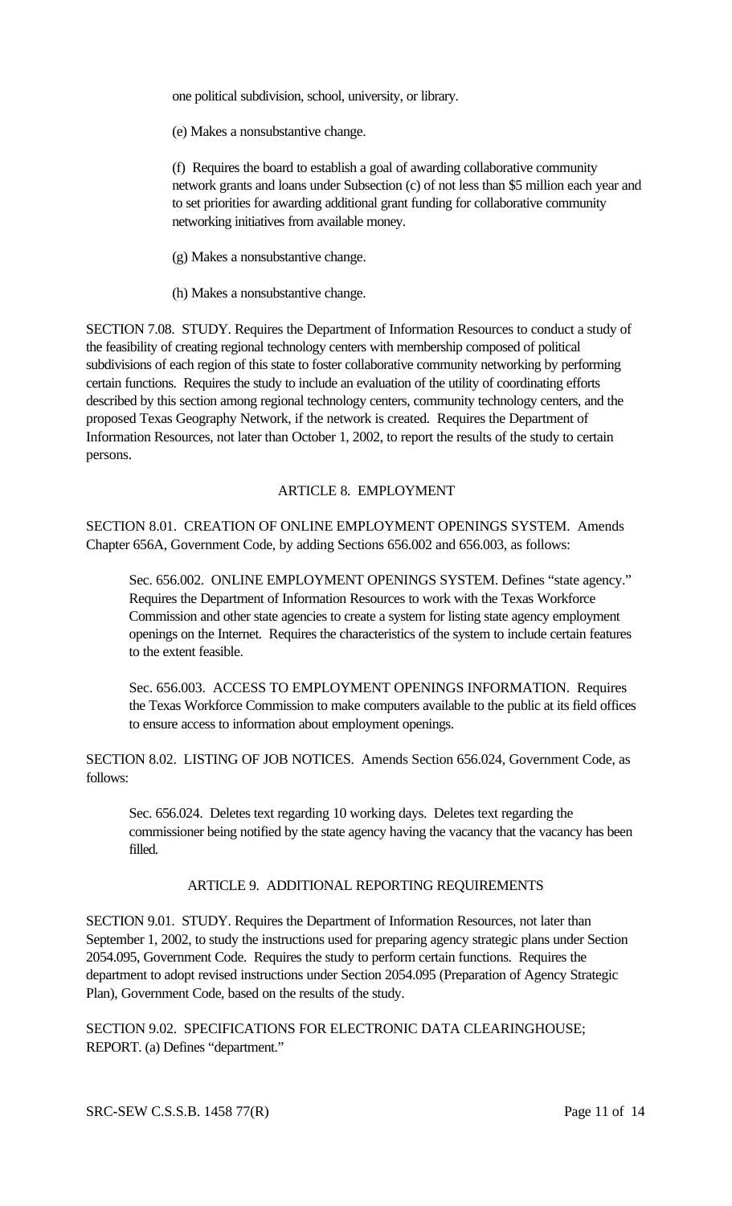one political subdivision, school, university, or library.

(e) Makes a nonsubstantive change.

(f) Requires the board to establish a goal of awarding collaborative community network grants and loans under Subsection (c) of not less than $5 million each year and to set priorities for awarding additional grant funding for collaborative community networking initiatives from available money.

(g) Makes a nonsubstantive change.

(h) Makes a nonsubstantive change.

SECTION 7.08. STUDY. Requires the Department of Information Resources to conduct a study of the feasibility of creating regional technology centers with membership composed of political subdivisions of each region of this state to foster collaborative community networking by performing certain functions. Requires the study to include an evaluation of the utility of coordinating efforts described by this section among regional technology centers, community technology centers, and the proposed Texas Geography Network, if the network is created. Requires the Department of Information Resources, not later than October 1, 2002, to report the results of the study to certain persons.

## ARTICLE 8. EMPLOYMENT

SECTION 8.01. CREATION OF ONLINE EMPLOYMENT OPENINGS SYSTEM. Amends Chapter 656A, Government Code, by adding Sections 656.002 and 656.003, as follows:

Sec. 656.002. ONLINE EMPLOYMENT OPENINGS SYSTEM. Defines "state agency." Requires the Department of Information Resources to work with the Texas Workforce Commission and other state agencies to create a system for listing state agency employment openings on the Internet. Requires the characteristics of the system to include certain features to the extent feasible.

Sec. 656.003. ACCESS TO EMPLOYMENT OPENINGS INFORMATION. Requires the Texas Workforce Commission to make computers available to the public at its field offices to ensure access to information about employment openings.

SECTION 8.02. LISTING OF JOB NOTICES. Amends Section 656.024, Government Code, as follows:

Sec. 656.024. Deletes text regarding 10 working days. Deletes text regarding the commissioner being notified by the state agency having the vacancy that the vacancy has been filled.

## ARTICLE 9. ADDITIONAL REPORTING REQUIREMENTS

SECTION 9.01. STUDY. Requires the Department of Information Resources, not later than September 1, 2002, to study the instructions used for preparing agency strategic plans under Section 2054.095, Government Code. Requires the study to perform certain functions. Requires the department to adopt revised instructions under Section 2054.095 (Preparation of Agency Strategic Plan), Government Code, based on the results of the study.

SECTION 9.02. SPECIFICATIONS FOR ELECTRONIC DATA CLEARINGHOUSE; REPORT. (a) Defines "department."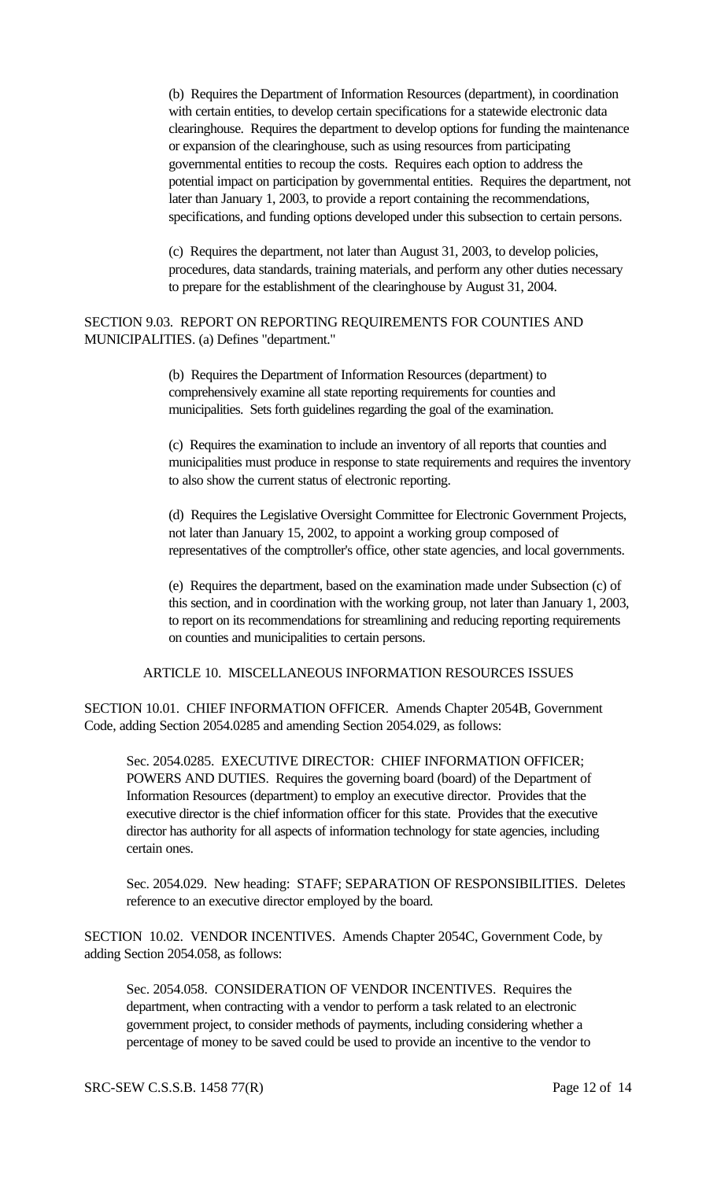(b) Requires the Department of Information Resources (department), in coordination with certain entities, to develop certain specifications for a statewide electronic data clearinghouse. Requires the department to develop options for funding the maintenance or expansion of the clearinghouse, such as using resources from participating governmental entities to recoup the costs. Requires each option to address the potential impact on participation by governmental entities. Requires the department, not later than January 1, 2003, to provide a report containing the recommendations, specifications, and funding options developed under this subsection to certain persons.

(c) Requires the department, not later than August 31, 2003, to develop policies, procedures, data standards, training materials, and perform any other duties necessary to prepare for the establishment of the clearinghouse by August 31, 2004.

SECTION 9.03. REPORT ON REPORTING REQUIREMENTS FOR COUNTIES AND MUNICIPALITIES. (a) Defines "department."

(b) Requires the Department of Information Resources (department) to comprehensively examine all state reporting requirements for counties and municipalities. Sets forth guidelines regarding the goal of the examination.

(c) Requires the examination to include an inventory of all reports that counties and municipalities must produce in response to state requirements and requires the inventory to also show the current status of electronic reporting.

(d) Requires the Legislative Oversight Committee for Electronic Government Projects, not later than January 15, 2002, to appoint a working group composed of representatives of the comptroller's office, other state agencies, and local governments.

(e) Requires the department, based on the examination made under Subsection (c) of this section, and in coordination with the working group, not later than January 1, 2003, to report on its recommendations for streamlining and reducing reporting requirements on counties and municipalities to certain persons.

ARTICLE 10. MISCELLANEOUS INFORMATION RESOURCES ISSUES

SECTION 10.01. CHIEF INFORMATION OFFICER. Amends Chapter 2054B, Government Code, adding Section 2054.0285 and amending Section 2054.029, as follows:

Sec. 2054.0285. EXECUTIVE DIRECTOR: CHIEF INFORMATION OFFICER; POWERS AND DUTIES. Requires the governing board (board) of the Department of Information Resources (department) to employ an executive director. Provides that the executive director is the chief information officer for this state. Provides that the executive director has authority for all aspects of information technology for state agencies, including certain ones.

Sec. 2054.029. New heading: STAFF; SEPARATION OF RESPONSIBILITIES. Deletes reference to an executive director employed by the board.

SECTION 10.02. VENDOR INCENTIVES. Amends Chapter 2054C, Government Code, by adding Section 2054.058, as follows:

Sec. 2054.058. CONSIDERATION OF VENDOR INCENTIVES. Requires the department, when contracting with a vendor to perform a task related to an electronic government project, to consider methods of payments, including considering whether a percentage of money to be saved could be used to provide an incentive to the vendor to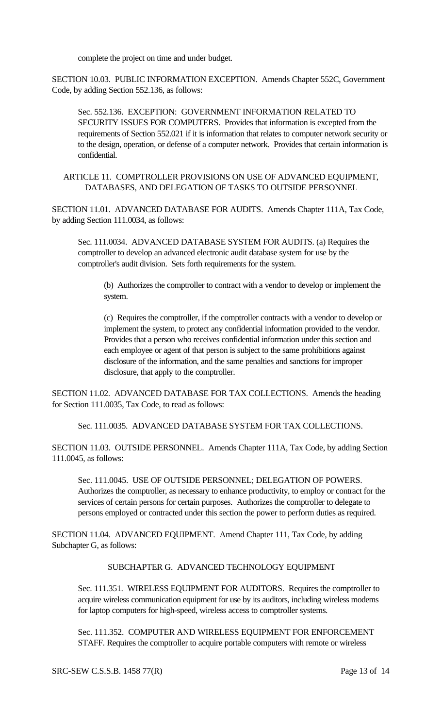complete the project on time and under budget.

SECTION 10.03. PUBLIC INFORMATION EXCEPTION. Amends Chapter 552C, Government Code, by adding Section 552.136, as follows:

Sec. 552.136. EXCEPTION: GOVERNMENT INFORMATION RELATED TO SECURITY ISSUES FOR COMPUTERS. Provides that information is excepted from the requirements of Section 552.021 if it is information that relates to computer network security or to the design, operation, or defense of a computer network. Provides that certain information is confidential.

ARTICLE 11. COMPTROLLER PROVISIONS ON USE OF ADVANCED EQUIPMENT, DATABASES, AND DELEGATION OF TASKS TO OUTSIDE PERSONNEL

SECTION 11.01. ADVANCED DATABASE FOR AUDITS. Amends Chapter 111A, Tax Code, by adding Section 111.0034, as follows:

Sec. 111.0034. ADVANCED DATABASE SYSTEM FOR AUDITS. (a) Requires the comptroller to develop an advanced electronic audit database system for use by the comptroller's audit division. Sets forth requirements for the system.

(b) Authorizes the comptroller to contract with a vendor to develop or implement the system.

(c) Requires the comptroller, if the comptroller contracts with a vendor to develop or implement the system, to protect any confidential information provided to the vendor. Provides that a person who receives confidential information under this section and each employee or agent of that person is subject to the same prohibitions against disclosure of the information, and the same penalties and sanctions for improper disclosure, that apply to the comptroller.

SECTION 11.02. ADVANCED DATABASE FOR TAX COLLECTIONS. Amends the heading for Section 111.0035, Tax Code, to read as follows:

Sec. 111.0035. ADVANCED DATABASE SYSTEM FOR TAX COLLECTIONS.

SECTION 11.03. OUTSIDE PERSONNEL. Amends Chapter 111A, Tax Code, by adding Section 111.0045, as follows:

Sec. 111.0045. USE OF OUTSIDE PERSONNEL; DELEGATION OF POWERS. Authorizes the comptroller, as necessary to enhance productivity, to employ or contract for the services of certain persons for certain purposes. Authorizes the comptroller to delegate to persons employed or contracted under this section the power to perform duties as required.

SECTION 11.04. ADVANCED EQUIPMENT. Amend Chapter 111, Tax Code, by adding Subchapter G, as follows:

SUBCHAPTER G. ADVANCED TECHNOLOGY EQUIPMENT

Sec. 111.351. WIRELESS EQUIPMENT FOR AUDITORS. Requires the comptroller to acquire wireless communication equipment for use by its auditors, including wireless modems for laptop computers for high-speed, wireless access to comptroller systems.

Sec. 111.352. COMPUTER AND WIRELESS EQUIPMENT FOR ENFORCEMENT STAFF. Requires the comptroller to acquire portable computers with remote or wireless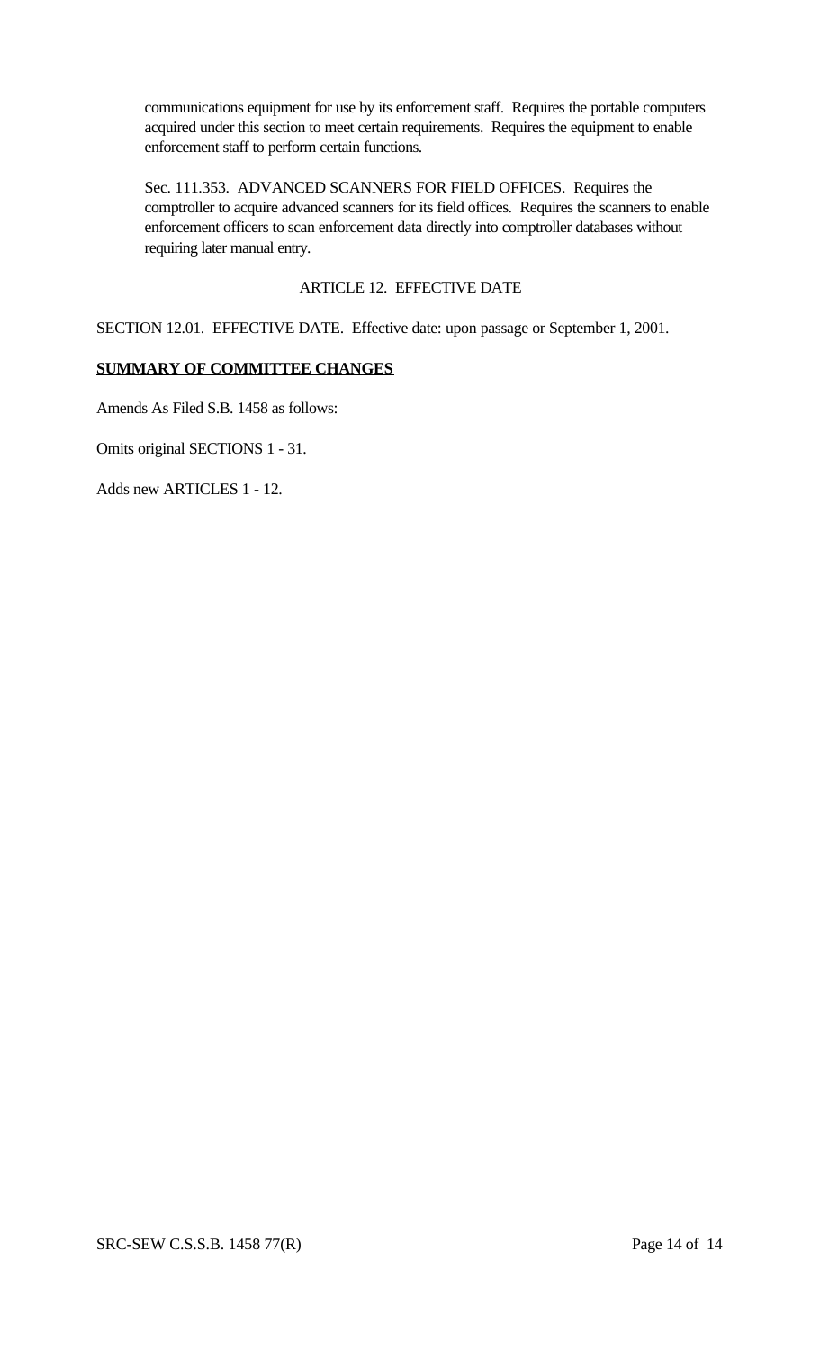communications equipment for use by its enforcement staff. Requires the portable computers acquired under this section to meet certain requirements. Requires the equipment to enable enforcement staff to perform certain functions.

Sec. 111.353. ADVANCED SCANNERS FOR FIELD OFFICES. Requires the comptroller to acquire advanced scanners for its field offices. Requires the scanners to enable enforcement officers to scan enforcement data directly into comptroller databases without requiring later manual entry.

ARTICLE 12. EFFECTIVE DATE

SECTION 12.01. EFFECTIVE DATE. Effective date: upon passage or September 1, 2001.

**SUMMARY OF COMMITTEE CHANGES**

Amends As Filed S.B. 1458 as follows:

Omits original SECTIONS 1 - 31.

Adds new ARTICLES 1 - 12.